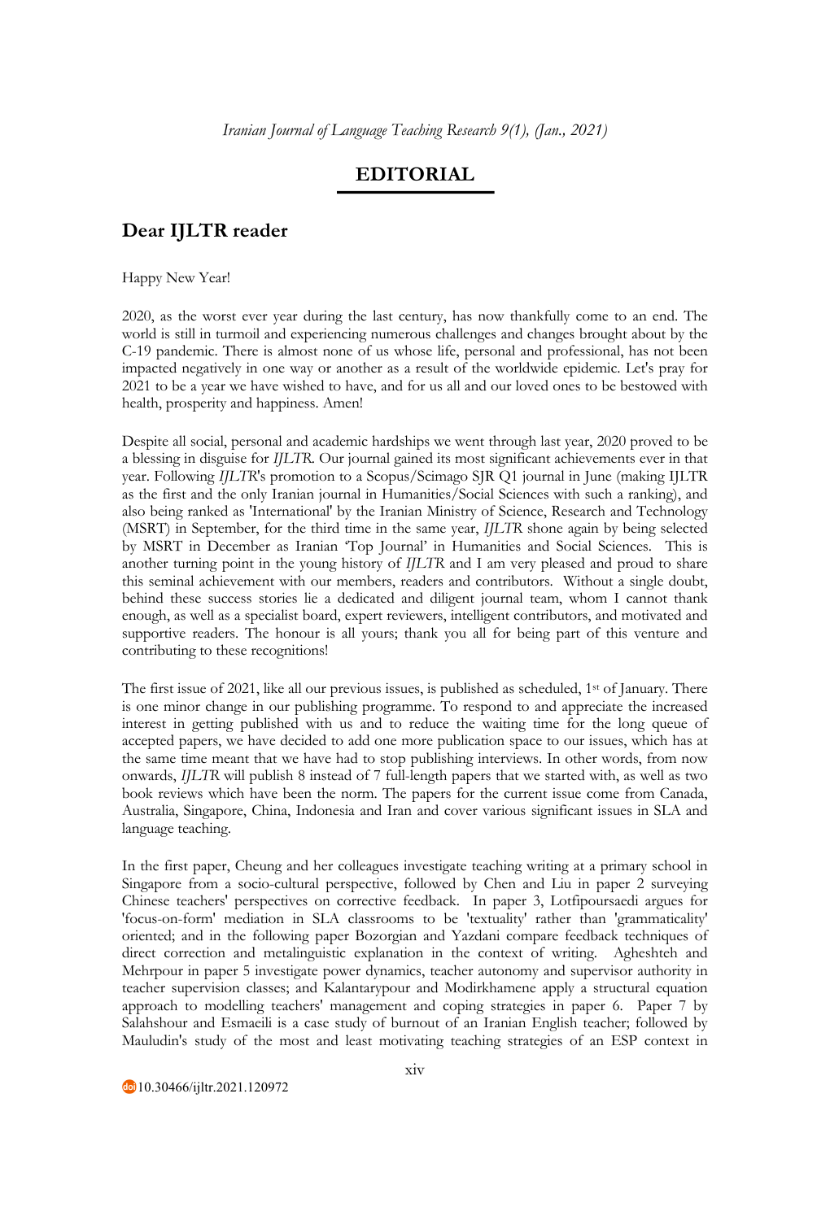# EDITORIAL

## Dear IJLTR reader

Happy New Year!

2020, as the worst ever year during the last century, has now thankfully come to an end. The world is still in turmoil and experiencing numerous challenges and changes brought about by the C-19 pandemic. There is almost none of us whose life, personal and professional, has not been impacted negatively in one way or another as a result of the worldwide epidemic. Let's pray for 2021 to be a year we have wished to have, and for us all and our loved ones to be bestowed with health, prosperity and happiness. Amen!

Despite all social, personal and academic hardships we went through last year, 2020 proved to be a blessing in disguise for *IJLTR*. Our journal gained its most significant achievements ever in that year. Following *IJLTR*'s promotion to a Scopus/Scimago SJR Q1 journal in June (making IJLTR as the first and the only Iranian journal in Humanities/Social Sciences with such a ranking), and also being ranked as 'International' by the Iranian Ministry of Science, Research and Technology (MSRT) in September, for the third time in the same year, *IJLTR* shone again by being selected by MSRT in December as Iranian 'Top Journal' in Humanities and Social Sciences. This is another turning point in the young history of *IJLTR* and I am very pleased and proud to share this seminal achievement with our members, readers and contributors. Without a single doubt, behind these success stories lie a dedicated and diligent journal team, whom I cannot thank enough, as well as a specialist board, expert reviewers, intelligent contributors, and motivated and supportive readers. The honour is all yours; thank you all for being part of this venture and contributing to these recognitions!

The first issue of 2021, like all our previous issues, is published as scheduled, 1st of January. There is one minor change in our publishing programme. To respond to and appreciate the increased interest in getting published with us and to reduce the waiting time for the long queue of accepted papers, we have decided to add one more publication space to our issues, which has at the same time meant that we have had to stop publishing interviews. In other words, from now onwards, *IJLTR* will publish 8 instead of 7 full-length papers that we started with, as well as two book reviews which have been the norm. The papers for the current issue come from Canada, Australia, Singapore, China, Indonesia and Iran and cover various significant issues in SLA and language teaching.

In the first paper, Cheung and her colleagues investigate teaching writing at a primary school in Singapore from a socio-cultural perspective, followed by Chen and Liu in paper 2 surveying Chinese teachers' perspectives on corrective feedback. In paper 3, Lotfipoursaedi argues for 'focus-on-form' mediation in SLA classrooms to be 'textuality' rather than 'grammaticality' oriented; and in the following paper Bozorgian and Yazdani compare feedback techniques of direct correction and metalinguistic explanation in the context of writing. Agheshteh and Mehrpour in paper 5 investigate power dynamics, teacher autonomy and supervisor authority in teacher supervision classes; and Kalantarypour and Modirkhamene apply a structural equation approach to modelling teachers' management and coping strategies in paper 6. Paper 7 by Salahshour and Esmaeili is a case study of burnout of an Iranian English teacher; followed by Mauludin's study of the most and least motivating teaching strategies of an ESP context in

10.30466/ijltr.2021.120972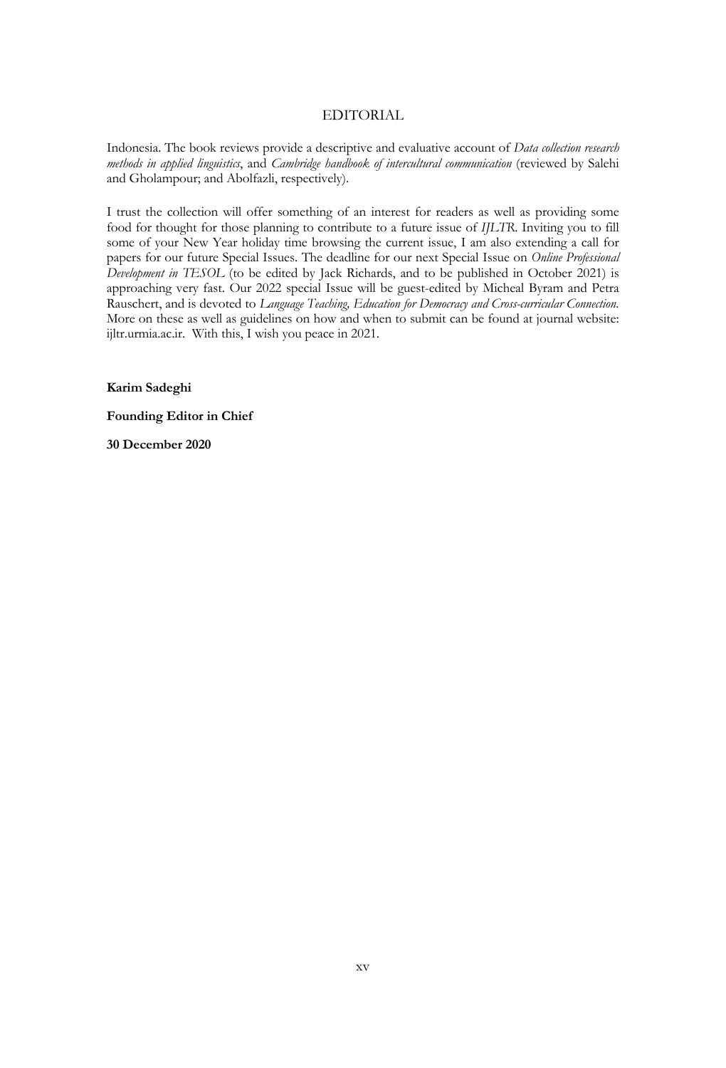# EDITORIAL

Indonesia. The book reviews provide a descriptive and evaluative account of *Data collection research methods in applied linguistics*, and *Cambridge handbook of intercultural communication* (reviewed by Salehi and Gholampour; and Abolfazli, respectively).

I trust the collection will offer something of an interest for readers as well as providing some food for thought for those planning to contribute to a future issue of *IJLTR*. Inviting you to fill some of your New Year holiday time browsing the current issue, I am also extending a call for papers for our future Special Issues. The deadline for our next Special Issue on *Online Professional Development in TESOL* (to be edited by Jack Richards, and to be published in October 2021) is approaching very fast. Our 2022 special Issue will be guest-edited by Micheal Byram and Petra Rauschert, and is devoted to *Language Teaching, Education for Democracy and Cross-curricular Connection*. More on these as well as guidelines on how and when to submit can be found at journal website: ijltr.urmia.ac.ir. With this, I wish you peace in 2021.

**Karim Sadeghi**

**Founding Editor in Chief**

**30 December 2020**